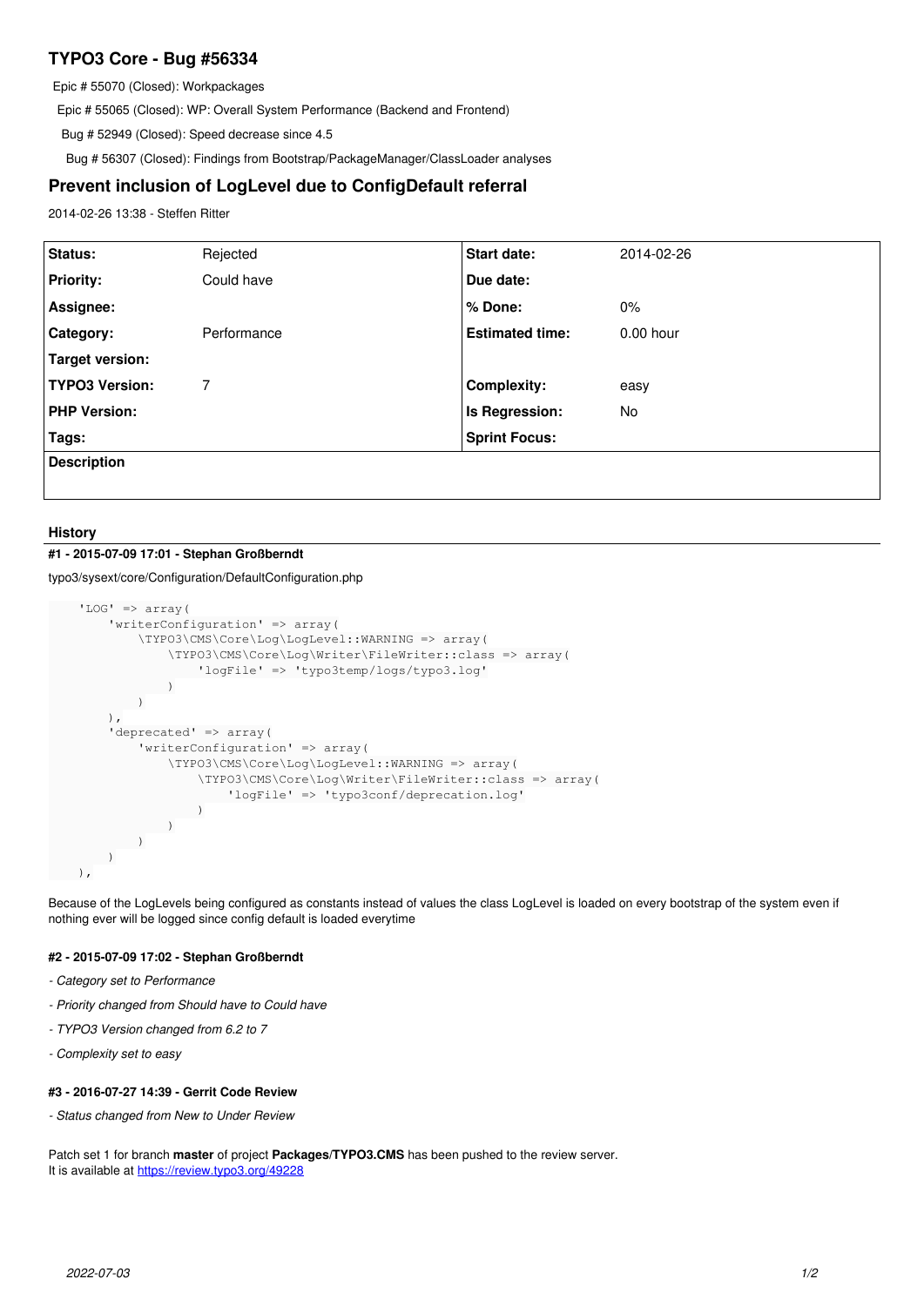# TYPO3 Core - Bug #56334

Epic # 55070 (Closed): Workpackages

Epic # 55065 (Closed): WP: Overall System Performance (Backend and Frontend)

Bug # 52949 (Closed): Speed decrease since 4.5

Bug # 56307 (Closed): Findings from Bootstrap/PackageManager/ClassLoader analyses

## Prevent inclusion of LogLevel due to ConfigDefault referral

2014-02-26 13:38 - Steffen Ritter

| Status: | Rejected | Start date: | 2014-02-26 |
|---|---|---|---|
| Priority: | Could have | Due date: | |
| Assignee: | | % Done: | 0% |
| Category: | Performance | Estimated time: | 0.00 hour |
| Target version: | | | |
| TYPO3 Version: | 7 | Complexity: | easy |
| PHP Version: | | Is Regression: | No |
| Tags: | | Sprint Focus: | |

**Description**

### History

#### #1 - 2015-07-09 17:01 - Stephan Großberndt

typo3/sysext/core/Configuration/DefaultConfiguration.php

```
    'LOG' => array(
        'writerConfiguration' => array(
            \TYPO3\CMS\Core\Log\LogLevel::WARNING => array(
                \TYPO3\CMS\Core\Log\Writer\FileWriter::class => array(
                    'logFile' => 'typo3temp/logs/typo3.log'
                )
            )
        ),
        'deprecated' => array(
            'writerConfiguration' => array(
                \TYPO3\CMS\Core\Log\LogLevel::WARNING => array(
                    \TYPO3\CMS\Core\Log\Writer\FileWriter::class => array(
                        'logFile' => 'typo3conf/deprecation.log'
                    )
                )
            )
        )
    ),
```

Because of the LogLevels being configured as constants instead of values the class LogLevel is loaded on every bootstrap of the system even if nothing ever will be logged since config default is loaded everytime

#### #2 - 2015-07-09 17:02 - Stephan Großberndt

- *Category set to Performance*
- *Priority changed from Should have to Could have*
- *TYPO3 Version changed from 6.2 to 7*
- *Complexity set to easy*

#### #3 - 2016-07-27 14:39 - Gerrit Code Review

- *Status changed from New to Under Review*

Patch set 1 for branch **master** of project **Packages/TYPO3.CMS** has been pushed to the review server.
It is available at https://review.typo3.org/49228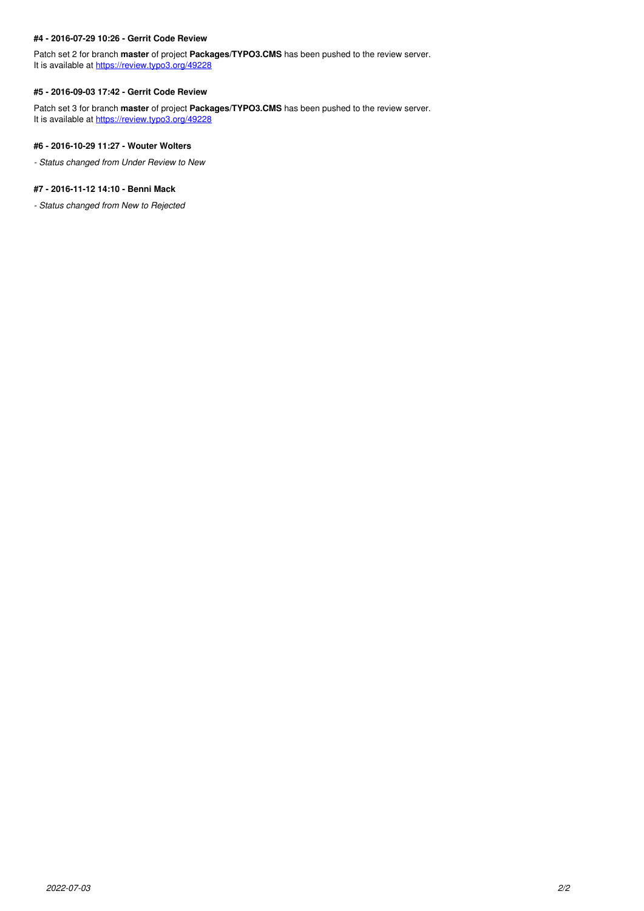#### #4 - 2016-07-29 10:26 - Gerrit Code Review

Patch set 2 for branch **master** of project **Packages/TYPO3.CMS** has been pushed to the review server.
It is available at https://review.typo3.org/49228

#### #5 - 2016-09-03 17:42 - Gerrit Code Review

Patch set 3 for branch **master** of project **Packages/TYPO3.CMS** has been pushed to the review server.
It is available at https://review.typo3.org/49228

#### #6 - 2016-10-29 11:27 - Wouter Wolters

*- Status changed from Under Review to New*

#### #7 - 2016-11-12 14:10 - Benni Mack

*- Status changed from New to Rejected*